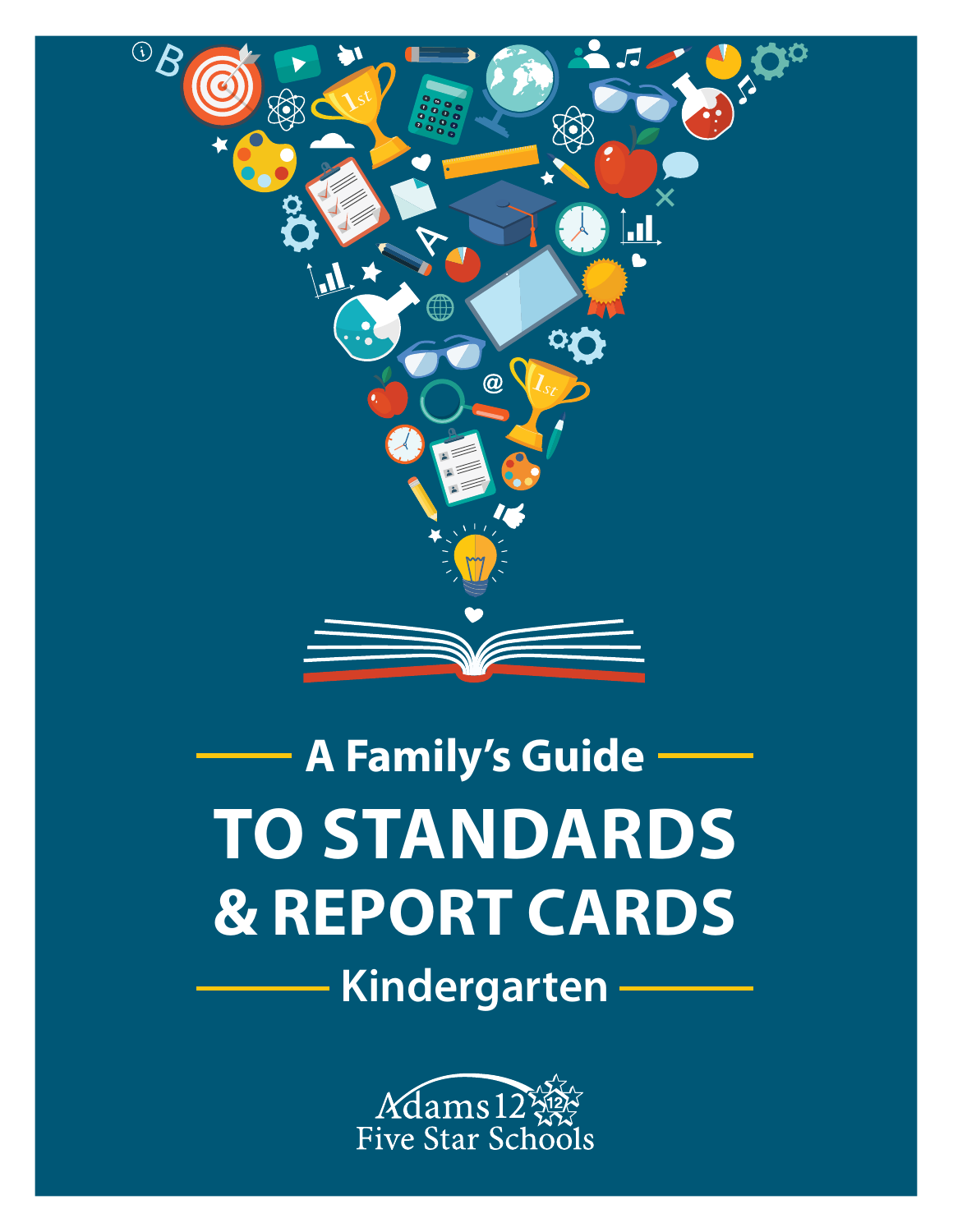## A Family's Guide

# TO STANDARDS & REPORT CARDS

## Kindergarten

Adams 12 Five Star Schools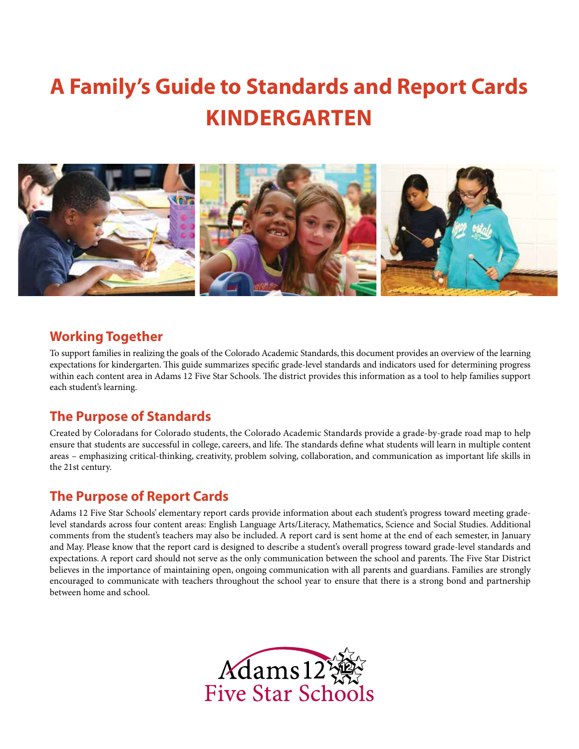# A Family's Guide to Standards and Report Cards
# KINDERGARTEN

## Working Together

To support families in realizing the goals of the Colorado Academic Standards, this document provides an overview of the learning expectations for kindergarten. This guide summarizes specific grade-level standards and indicators used for determining progress within each content area in Adams 12 Five Star Schools. The district provides this information as a tool to help families support each student's learning.

## The Purpose of Standards

Created by Coloradans for Colorado students, the Colorado Academic Standards provide a grade-by-grade road map to help ensure that students are successful in college, careers, and life. The standards define what students will learn in multiple content areas – emphasizing critical-thinking, creativity, problem solving, collaboration, and communication as important life skills in the 21st century.

## The Purpose of Report Cards

Adams 12 Five Star Schools' elementary report cards provide information about each student's progress toward meeting grade-level standards across four content areas: English Language Arts/Literacy, Mathematics, Science and Social Studies. Additional comments from the student's teachers may also be included. A report card is sent home at the end of each semester, in January and May. Please know that the report card is designed to describe a student's overall progress toward grade-level standards and expectations. A report card should not serve as the only communication between the school and parents. The Five Star District believes in the importance of maintaining open, ongoing communication with all parents and guardians. Families are strongly encouraged to communicate with teachers throughout the school year to ensure that there is a strong bond and partnership between home and school.

Adams 12 Five Star Schools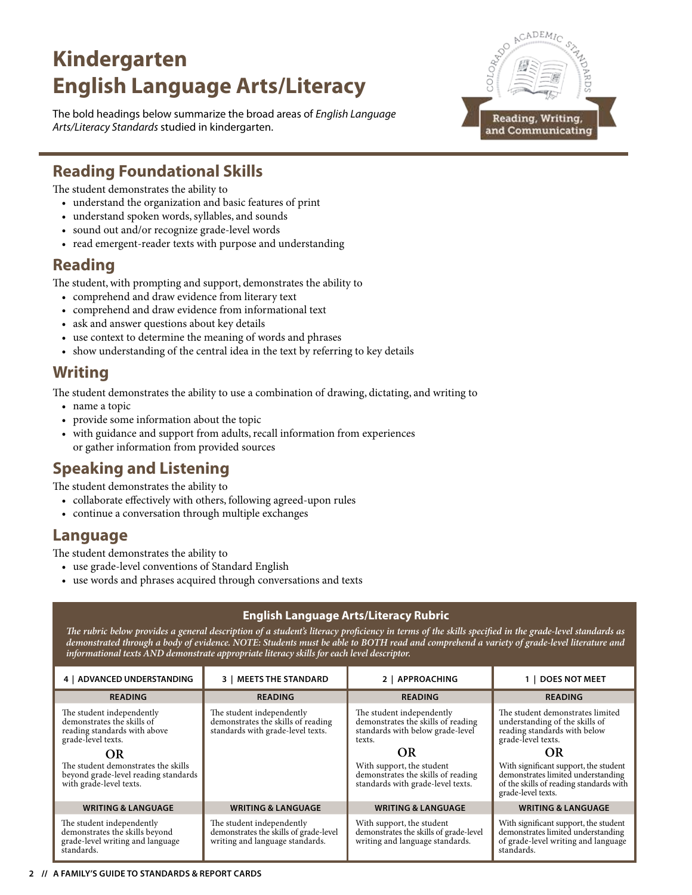# Kindergarten English Language Arts/Literacy

The bold headings below summarize the broad areas of *English Language Arts/Literacy Standards* studied in kindergarten.

## Reading Foundational Skills

The student demonstrates the ability to

- understand the organization and basic features of print
- understand spoken words, syllables, and sounds
- sound out and/or recognize grade-level words
- read emergent-reader texts with purpose and understanding

## Reading

The student, with prompting and support, demonstrates the ability to

- comprehend and draw evidence from literary text
- comprehend and draw evidence from informational text
- ask and answer questions about key details
- use context to determine the meaning of words and phrases
- show understanding of the central idea in the text by referring to key details

## Writing

The student demonstrates the ability to use a combination of drawing, dictating, and writing to

- name a topic
- provide some information about the topic
- with guidance and support from adults, recall information from experiences or gather information from provided sources

## Speaking and Listening

The student demonstrates the ability to

- collaborate effectively with others, following agreed-upon rules
- continue a conversation through multiple exchanges

## Language

The student demonstrates the ability to

- use grade-level conventions of Standard English
- use words and phrases acquired through conversations and texts

### English Language Arts/Literacy Rubric

***The rubric below provides a general description of a student's literacy proficiency in terms of the skills specified in the grade-level standards as demonstrated through a body of evidence. NOTE: Students must be able to BOTH read and comprehend a variety of grade-level literature and informational texts AND demonstrate appropriate literacy skills for each level descriptor.***

| 4 \| ADVANCED UNDERSTANDING | 3 \| MEETS THE STANDARD | 2 \| APPROACHING | 1 \| DOES NOT MEET |
|---|---|---|---|
| **READING** | **READING** | **READING** | **READING** |
| The student independently demonstrates the skills of reading standards with above grade-level texts. **OR** The student demonstrates the skills beyond grade-level reading standards with grade-level texts. | The student independently demonstrates the skills of reading standards with grade-level texts. | The student independently demonstrates the skills of reading standards with below grade-level texts. **OR** With support, the student demonstrates the skills of reading standards with grade-level texts. | The student demonstrates limited understanding of the skills of reading standards with below grade-level texts. **OR** With significant support, the student demonstrates limited understanding of the skills of reading standards with grade-level texts. |
| **WRITING & LANGUAGE** | **WRITING & LANGUAGE** | **WRITING & LANGUAGE** | **WRITING & LANGUAGE** |
| The student independently demonstrates the skills beyond grade-level writing and language standards. | The student independently demonstrates the skills of grade-level writing and language standards. | With support, the student demonstrates the skills of grade-level writing and language standards. | With significant support, the student demonstrates limited understanding of grade-level writing and language standards. |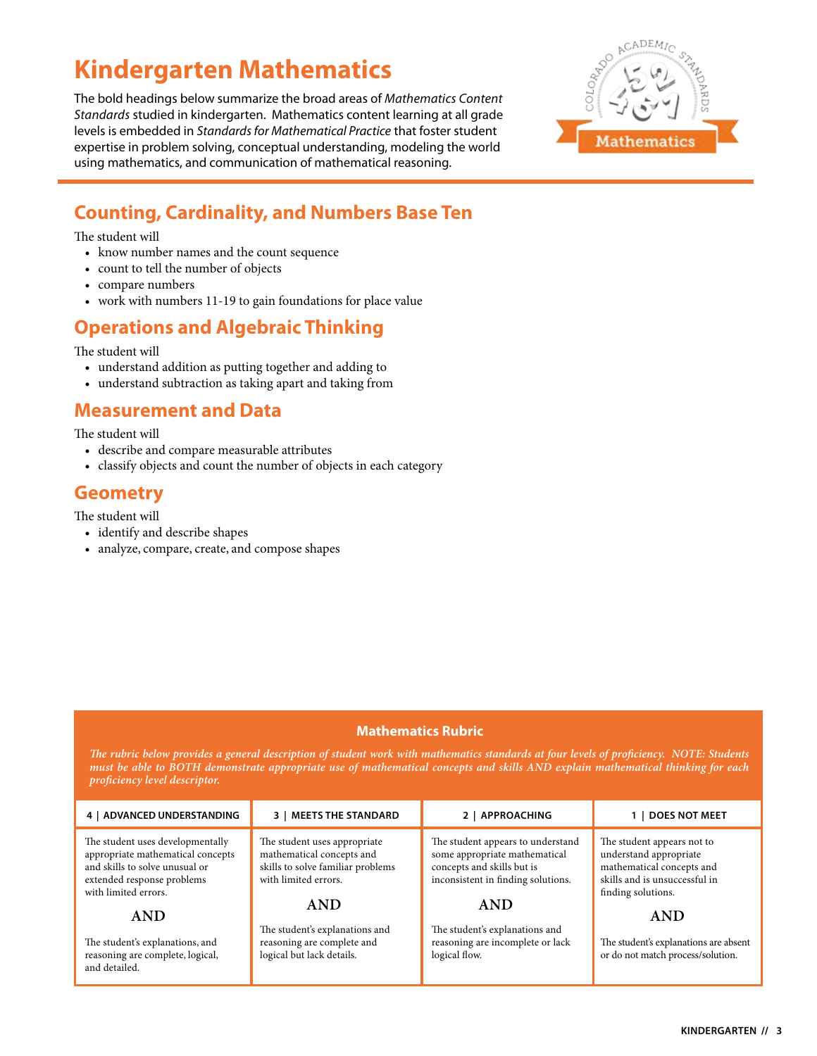# Kindergarten Mathematics

The bold headings below summarize the broad areas of *Mathematics Content Standards* studied in kindergarten. Mathematics content learning at all grade levels is embedded in *Standards for Mathematical Practice* that foster student expertise in problem solving, conceptual understanding, modeling the world using mathematics, and communication of mathematical reasoning.

## Counting, Cardinality, and Numbers Base Ten

The student will

- know number names and the count sequence
- count to tell the number of objects
- compare numbers
- work with numbers 11-19 to gain foundations for place value

## Operations and Algebraic Thinking

The student will

- understand addition as putting together and adding to
- understand subtraction as taking apart and taking from

## Measurement and Data

The student will

- describe and compare measurable attributes
- classify objects and count the number of objects in each category

## Geometry

The student will

- identify and describe shapes
- analyze, compare, create, and compose shapes

### Mathematics Rubric

*The rubric below provides a general description of student work with mathematics standards at four levels of proficiency. NOTE: Students must be able to BOTH demonstrate appropriate use of mathematical concepts and skills AND explain mathematical thinking for each proficiency level descriptor.*

| 4 \| ADVANCED UNDERSTANDING | 3 \| MEETS THE STANDARD | 2 \| APPROACHING | 1 \| DOES NOT MEET |
|---|---|---|---|
| The student uses developmentally appropriate mathematical concepts and skills to solve unusual or extended response problems with limited errors. **AND** The student's explanations, and reasoning are complete, logical, and detailed. | The student uses appropriate mathematical concepts and skills to solve familiar problems with limited errors. **AND** The student's explanations and reasoning are complete and logical but lack details. | The student appears to understand some appropriate mathematical concepts and skills but is inconsistent in finding solutions. **AND** The student's explanations and reasoning are incomplete or lack logical flow. | The student appears not to understand appropriate mathematical concepts and skills and is unsuccessful in finding solutions. **AND** The student's explanations are absent or do not match process/solution. |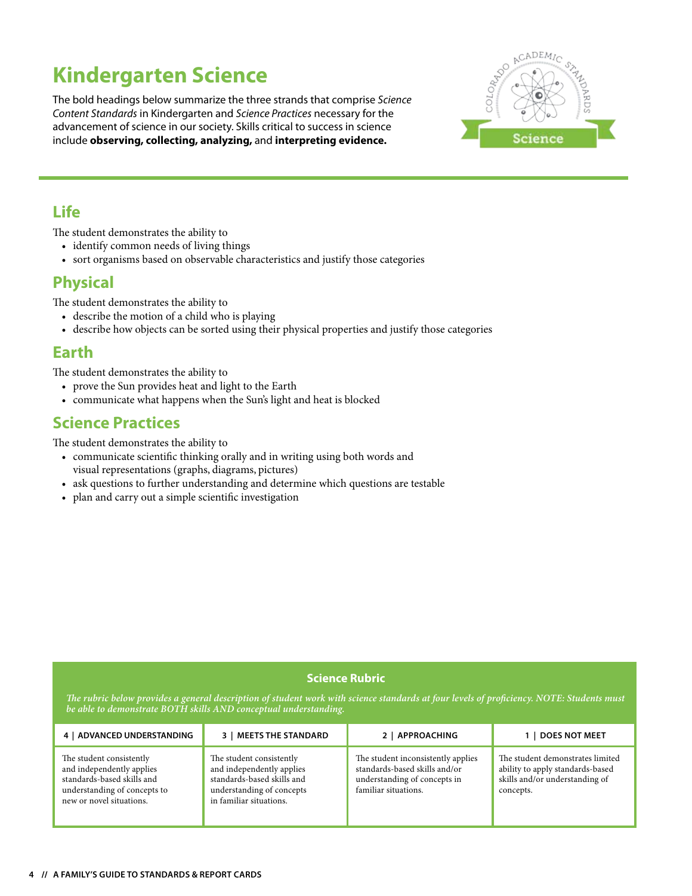# Kindergarten Science

The bold headings below summarize the three strands that comprise *Science Content Standards* in Kindergarten and *Science Practices* necessary for the advancement of science in our society. Skills critical to success in science include **observing, collecting, analyzing,** and **interpreting evidence.**

## Life

The student demonstrates the ability to

- identify common needs of living things
- sort organisms based on observable characteristics and justify those categories

## Physical

The student demonstrates the ability to

- describe the motion of a child who is playing
- describe how objects can be sorted using their physical properties and justify those categories

## Earth

The student demonstrates the ability to

- prove the Sun provides heat and light to the Earth
- communicate what happens when the Sun's light and heat is blocked

## Science Practices

The student demonstrates the ability to

- communicate scientific thinking orally and in writing using both words and visual representations (graphs, diagrams, pictures)
- ask questions to further understanding and determine which questions are testable
- plan and carry out a simple scientific investigation

### Science Rubric

*The rubric below provides a general description of student work with science standards at four levels of proficiency. NOTE: Students must be able to demonstrate BOTH skills AND conceptual understanding.*

| 4 \| ADVANCED UNDERSTANDING | 3 \| MEETS THE STANDARD | 2 \| APPROACHING | 1 \| DOES NOT MEET |
|---|---|---|---|
| The student consistently and independently applies standards-based skills and understanding of concepts to new or novel situations. | The student consistently and independently applies standards-based skills and understanding of concepts in familiar situations. | The student inconsistently applies standards-based skills and/or understanding of concepts in familiar situations. | The student demonstrates limited ability to apply standards-based skills and/or understanding of concepts. |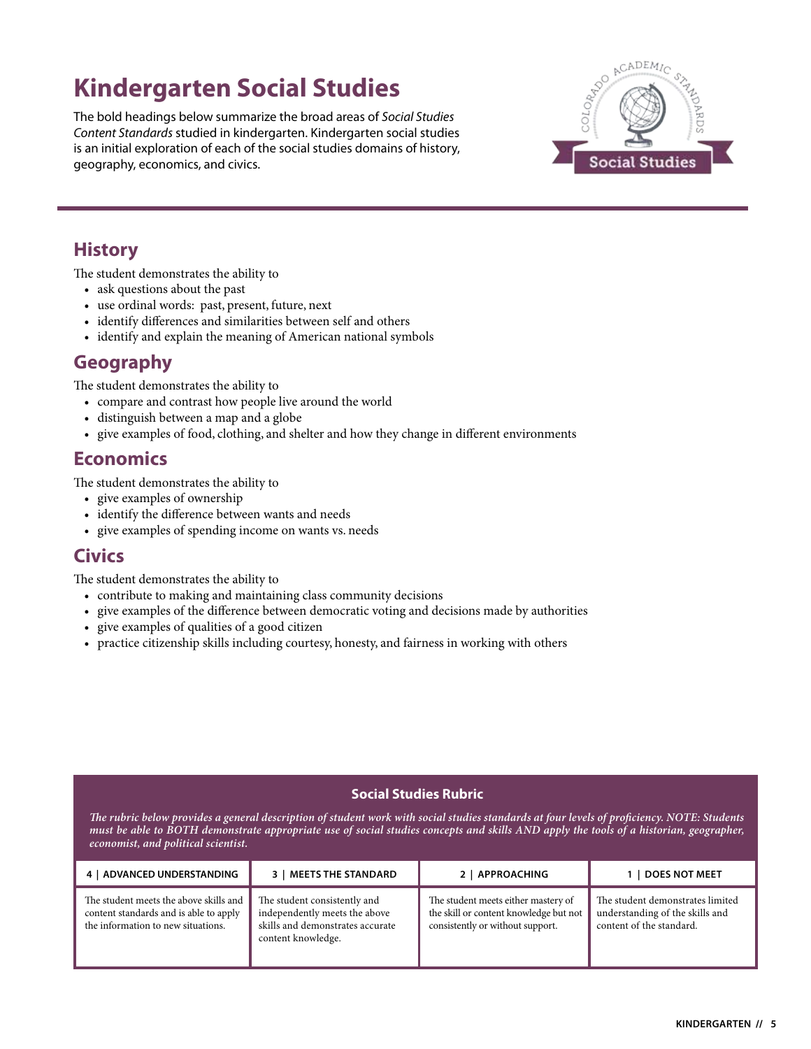# Kindergarten Social Studies

The bold headings below summarize the broad areas of *Social Studies Content Standards* studied in kindergarten. Kindergarten social studies is an initial exploration of each of the social studies domains of history, geography, economics, and civics.

## History

The student demonstrates the ability to

- ask questions about the past
- use ordinal words: past, present, future, next
- identify differences and similarities between self and others
- identify and explain the meaning of American national symbols

## Geography

The student demonstrates the ability to

- compare and contrast how people live around the world
- distinguish between a map and a globe
- give examples of food, clothing, and shelter and how they change in different environments

## Economics

The student demonstrates the ability to

- give examples of ownership
- identify the difference between wants and needs
- give examples of spending income on wants vs. needs

## Civics

The student demonstrates the ability to

- contribute to making and maintaining class community decisions
- give examples of the difference between democratic voting and decisions made by authorities
- give examples of qualities of a good citizen
- practice citizenship skills including courtesy, honesty, and fairness in working with others

### Social Studies Rubric

*The rubric below provides a general description of student work with social studies standards at four levels of proficiency. NOTE: Students must be able to BOTH demonstrate appropriate use of social studies concepts and skills AND apply the tools of a historian, geographer, economist, and political scientist.*

| 4 \| ADVANCED UNDERSTANDING | 3 \| MEETS THE STANDARD | 2 \| APPROACHING | 1 \| DOES NOT MEET |
|---|---|---|---|
| The student meets the above skills and content standards and is able to apply the information to new situations. | The student consistently and independently meets the above skills and demonstrates accurate content knowledge. | The student meets either mastery of the skill or content knowledge but not consistently or without support. | The student demonstrates limited understanding of the skills and content of the standard. |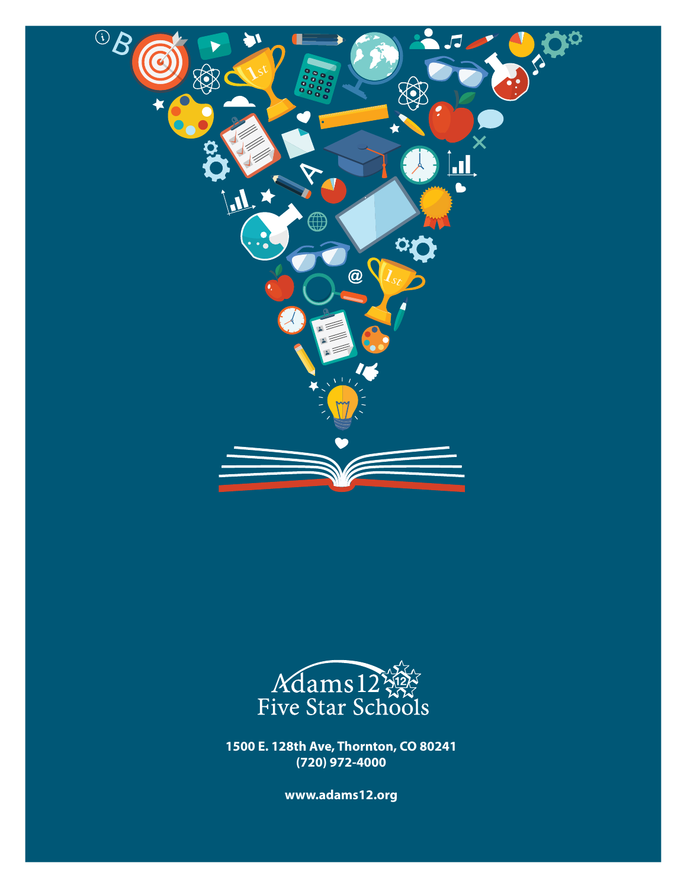Adams 12 Five Star Schools

**1500 E. 128th Ave, Thornton, CO 80241**
**(720) 972-4000**

**www.adams12.org**